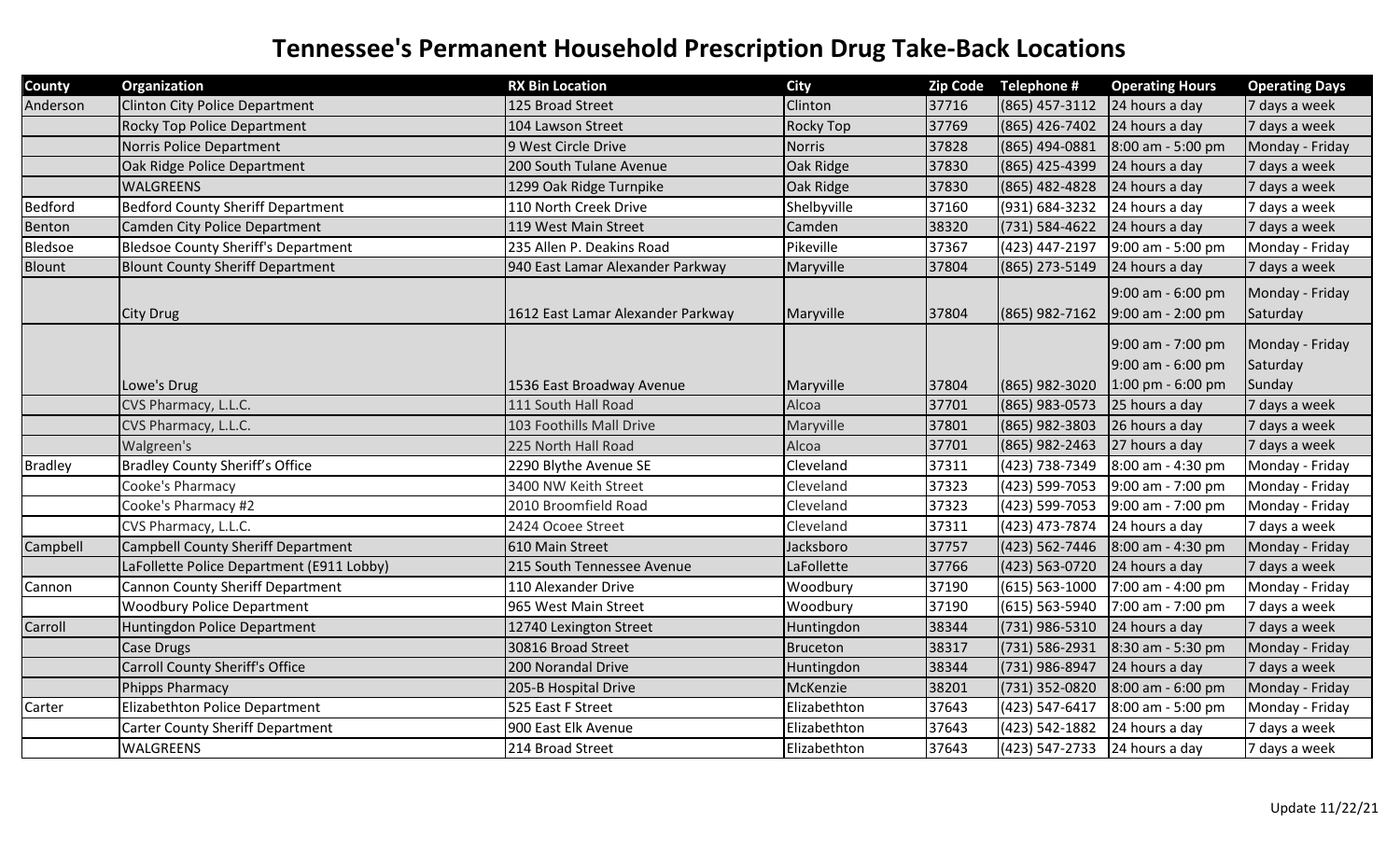# Tennessee's Permanent Household Prescription Drug Take-Back Locations

| County | Organization | RX Bin Location | City | Zip Code | Telephone # | Operating Hours | Operating Days |
|---|---|---|---|---|---|---|---|
| Anderson | Clinton City Police Department | 125 Broad Street | Clinton | 37716 | (865) 457-3112 | 24 hours a day | 7 days a week |
| | Rocky Top Police Department | 104 Lawson Street | Rocky Top | 37769 | (865) 426-7402 | 24 hours a day | 7 days a week |
| | Norris Police Department | 9 West Circle Drive | Norris | 37828 | (865) 494-0881 | 8:00 am - 5:00 pm | Monday - Friday |
| | Oak Ridge Police Department | 200 South Tulane Avenue | Oak Ridge | 37830 | (865) 425-4399 | 24 hours a day | 7 days a week |
| | WALGREENS | 1299 Oak Ridge Turnpike | Oak Ridge | 37830 | (865) 482-4828 | 24 hours a day | 7 days a week |
| Bedford | Bedford County Sheriff Department | 110 North Creek Drive | Shelbyville | 37160 | (931) 684-3232 | 24 hours a day | 7 days a week |
| Benton | Camden City Police Department | 119 West Main Street | Camden | 38320 | (731) 584-4622 | 24 hours a day | 7 days a week |
| Bledsoe | Bledsoe County Sheriff's Department | 235 Allen P. Deakins Road | Pikeville | 37367 | (423) 447-2197 | 9:00 am - 5:00 pm | Monday - Friday |
| Blount | Blount County Sheriff Department | 940 East Lamar Alexander Parkway | Maryville | 37804 | (865) 273-5149 | 24 hours a day | 7 days a week |
| | City Drug | 1612 East Lamar Alexander Parkway | Maryville | 37804 | (865) 982-7162 | 9:00 am - 6:00 pm<br>9:00 am - 2:00 pm | Monday - Friday<br>Saturday |
| | Lowe's Drug | 1536 East Broadway Avenue | Maryville | 37804 | (865) 982-3020 | 9:00 am - 7:00 pm<br>9:00 am - 6:00 pm<br>1:00 pm - 6:00 pm | Monday - Friday<br>Saturday<br>Sunday |
| | CVS Pharmacy, L.L.C. | 111 South Hall Road | Alcoa | 37701 | (865) 983-0573 | 25 hours a day | 7 days a week |
| | CVS Pharmacy, L.L.C. | 103 Foothills Mall Drive | Maryville | 37801 | (865) 982-3803 | 26 hours a day | 7 days a week |
| | Walgreen's | 225 North Hall Road | Alcoa | 37701 | (865) 982-2463 | 27 hours a day | 7 days a week |
| Bradley | Bradley County Sheriff's Office | 2290 Blythe Avenue SE | Cleveland | 37311 | (423) 738-7349 | 8:00 am - 4:30 pm | Monday - Friday |
| | Cooke's Pharmacy | 3400 NW Keith Street | Cleveland | 37323 | (423) 599-7053 | 9:00 am - 7:00 pm | Monday - Friday |
| | Cooke's Pharmacy #2 | 2010 Broomfield Road | Cleveland | 37323 | (423) 599-7053 | 9:00 am - 7:00 pm | Monday - Friday |
| | CVS Pharmacy, L.L.C. | 2424 Ocoee Street | Cleveland | 37311 | (423) 473-7874 | 24 hours a day | 7 days a week |
| Campbell | Campbell County Sheriff Department | 610 Main Street | Jacksboro | 37757 | (423) 562-7446 | 8:00 am - 4:30 pm | Monday - Friday |
| | LaFollette Police Department (E911 Lobby) | 215 South Tennessee Avenue | LaFollette | 37766 | (423) 563-0720 | 24 hours a day | 7 days a week |
| Cannon | Cannon County Sheriff Department | 110 Alexander Drive | Woodbury | 37190 | (615) 563-1000 | 7:00 am - 4:00 pm | Monday - Friday |
| | Woodbury Police Department | 965 West Main Street | Woodbury | 37190 | (615) 563-5940 | 7:00 am - 7:00 pm | 7 days a week |
| Carroll | Huntingdon Police Department | 12740 Lexington Street | Huntingdon | 38344 | (731) 986-5310 | 24 hours a day | 7 days a week |
| | Case Drugs | 30816 Broad Street | Bruceton | 38317 | (731) 586-2931 | 8:30 am - 5:30 pm | Monday - Friday |
| | Carroll County Sheriff's Office | 200 Norandal Drive | Huntingdon | 38344 | (731) 986-8947 | 24 hours a day | 7 days a week |
| | Phipps Pharmacy | 205-B Hospital Drive | McKenzie | 38201 | (731) 352-0820 | 8:00 am - 6:00 pm | Monday - Friday |
| Carter | Elizabethton Police Department | 525 East F Street | Elizabethton | 37643 | (423) 547-6417 | 8:00 am - 5:00 pm | Monday - Friday |
| | Carter County Sheriff Department | 900 East Elk Avenue | Elizabethton | 37643 | (423) 542-1882 | 24 hours a day | 7 days a week |
| | WALGREENS | 214 Broad Street | Elizabethton | 37643 | (423) 547-2733 | 24 hours a day | 7 days a week |

Update 11/22/21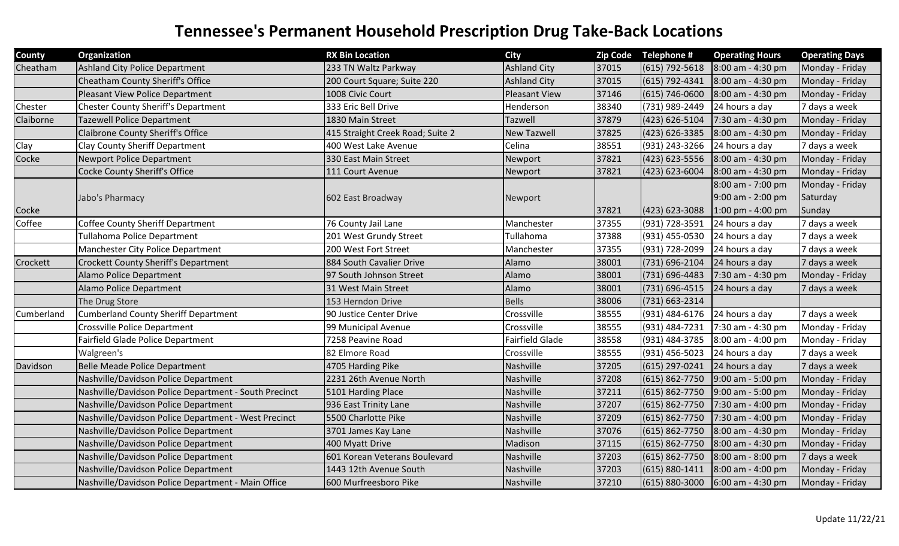# Tennessee's Permanent Household Prescription Drug Take-Back Locations

| County | Organization | RX Bin Location | City | Zip Code | Telephone # | Operating Hours | Operating Days |
|---|---|---|---|---|---|---|---|
| Cheatham | Ashland City Police Department | 233 TN Waltz Parkway | Ashland City | 37015 | (615) 792-5618 | 8:00 am - 4:30 pm | Monday - Friday |
| | Cheatham County Sheriff's Office | 200 Court Square; Suite 220 | Ashland City | 37015 | (615) 792-4341 | 8:00 am - 4:30 pm | Monday - Friday |
| | Pleasant View Police Department | 1008 Civic Court | Pleasant View | 37146 | (615) 746-0600 | 8:00 am - 4:30 pm | Monday - Friday |
| Chester | Chester County Sheriff's Department | 333 Eric Bell Drive | Henderson | 38340 | (731) 989-2449 | 24 hours a day | 7 days a week |
| Claiborne | Tazewell Police Department | 1830 Main Street | Tazwell | 37879 | (423) 626-5104 | 7:30 am - 4:30 pm | Monday - Friday |
| | Clairbone County Sheriff's Office | 415 Straight Creek Road; Suite 2 | New Tazwell | 37825 | (423) 626-3385 | 8:00 am - 4:30 pm | Monday - Friday |
| Clay | Clay County Sheriff Department | 400 West Lake Avenue | Celina | 38551 | (931) 243-3266 | 24 hours a day | 7 days a week |
| Cocke | Newport Police Department | 330 East Main Street | Newport | 37821 | (423) 623-5556 | 8:00 am - 4:30 pm | Monday - Friday |
| | Cocke County Sheriff's Office | 111 Court Avenue | Newport | 37821 | (423) 623-6004 | 8:00 am - 4:30 pm | Monday - Friday |
| Cocke | Jabo's Pharmacy | 602 East Broadway | Newport | 37821 | (423) 623-3088 | 8:00 am - 7:00 pm<br>9:00 am - 2:00 pm<br>1:00 pm - 4:00 pm | Monday - Friday<br>Saturday<br>Sunday |
| Coffee | Coffee County Sheriff Department | 76 County Jail Lane | Manchester | 37355 | (931) 728-3591 | 24 hours a day | 7 days a week |
| | Tullahoma Police Department | 201 West Grundy Street | Tullahoma | 37388 | (931) 455-0530 | 24 hours a day | 7 days a week |
| | Manchester City Police Department | 200 West Fort Street | Manchester | 37355 | (931) 728-2099 | 24 hours a day | 7 days a week |
| Crockett | Crockett County Sheriff's Department | 884 South Cavalier Drive | Alamo | 38001 | (731) 696-2104 | 24 hours a day | 7 days a week |
| | Alamo Police Department | 97 South Johnson Street | Alamo | 38001 | (731) 696-4483 | 7:30 am - 4:30 pm | Monday - Friday |
| | Alamo Police Department | 31 West Main Street | Alamo | 38001 | (731) 696-4515 | 24 hours a day | 7 days a week |
| | The Drug Store | 153 Herndon Drive | Bells | 38006 | (731) 663-2314 | | |
| Cumberland | Cumberland County Sheriff Department | 90 Justice Center Drive | Crossville | 38555 | (931) 484-6176 | 24 hours a day | 7 days a week |
| | Crossville Police Department | 99 Municipal Avenue | Crossville | 38555 | (931) 484-7231 | 7:30 am - 4:30 pm | Monday - Friday |
| | Fairfield Glade Police Department | 7258 Peavine Road | Fairfield Glade | 38558 | (931) 484-3785 | 8:00 am - 4:00 pm | Monday - Friday |
| | Walgreen's | 82 Elmore Road | Crossville | 38555 | (931) 456-5023 | 24 hours a day | 7 days a week |
| Davidson | Belle Meade Police Department | 4705 Harding Pike | Nashville | 37205 | (615) 297-0241 | 24 hours a day | 7 days a week |
| | Nashville/Davidson Police Department | 2231 26th Avenue North | Nashville | 37208 | (615) 862-7750 | 9:00 am - 5:00 pm | Monday - Friday |
| | Nashville/Davidson Police Department - South Precinct | 5101 Harding Place | Nashville | 37211 | (615) 862-7750 | 9:00 am - 5:00 pm | Monday - Friday |
| | Nashville/Davidson Police Department | 936 East Trinity Lane | Nashville | 37207 | (615) 862-7750 | 7:30 am - 4:00 pm | Monday - Friday |
| | Nashville/Davidson Police Department - West Precinct | 5500 Charlotte Pike | Nashville | 37209 | (615) 862-7750 | 7:30 am - 4:00 pm | Monday - Friday |
| | Nashville/Davidson Police Department | 3701 James Kay Lane | Nashville | 37076 | (615) 862-7750 | 8:00 am - 4:30 pm | Monday - Friday |
| | Nashville/Davidson Police Department | 400 Myatt Drive | Madison | 37115 | (615) 862-7750 | 8:00 am - 4:30 pm | Monday - Friday |
| | Nashville/Davidson Police Department | 601 Korean Veterans Boulevard | Nashville | 37203 | (615) 862-7750 | 8:00 am - 8:00 pm | 7 days a week |
| | Nashville/Davidson Police Department | 1443 12th Avenue South | Nashville | 37203 | (615) 880-1411 | 8:00 am - 4:00 pm | Monday - Friday |
| | Nashville/Davidson Police Department - Main Office | 600 Murfreesboro Pike | Nashville | 37210 | (615) 880-3000 | 6:00 am - 4:30 pm | Monday - Friday |

Update 11/22/21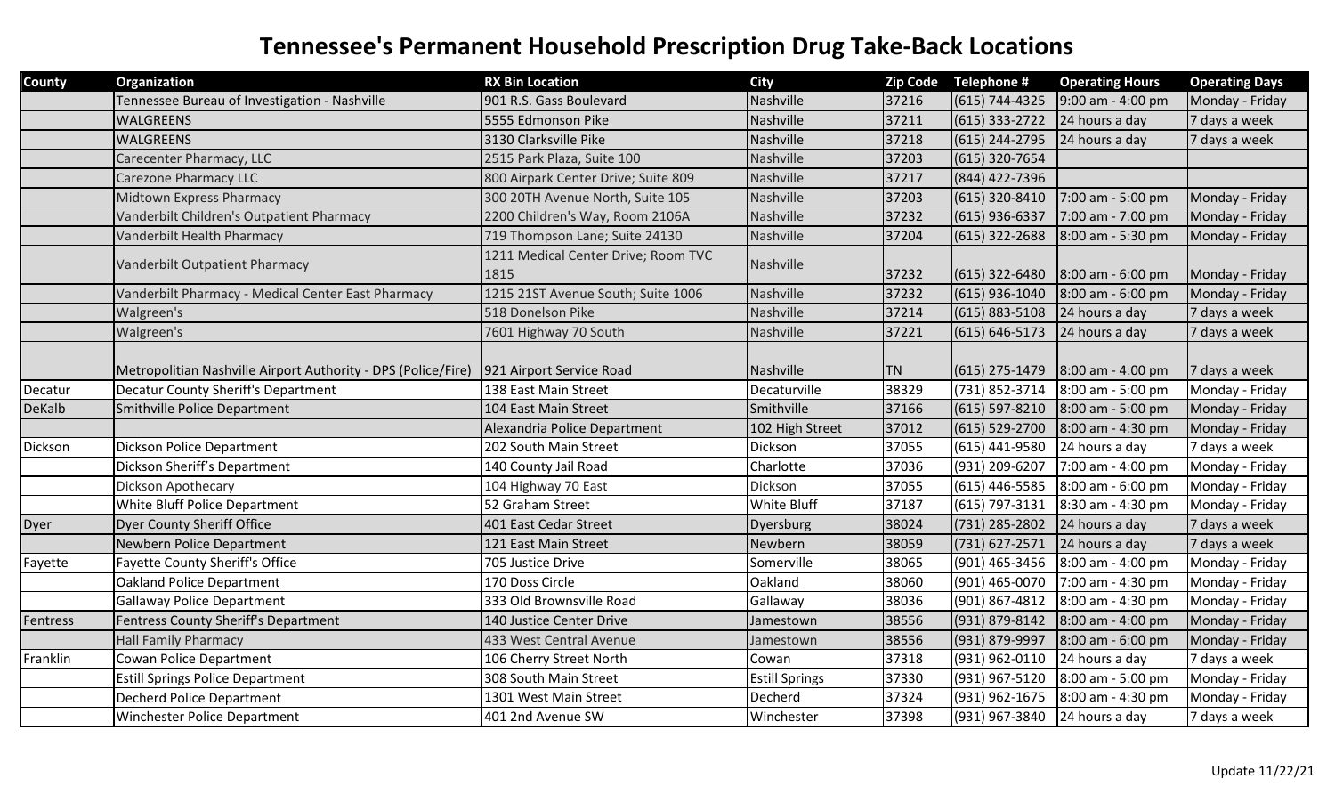# Tennessee's Permanent Household Prescription Drug Take-Back Locations

| County | Organization | RX Bin Location | City | Zip Code | Telephone # | Operating Hours | Operating Days |
|---|---|---|---|---|---|---|---|
| | Tennessee Bureau of Investigation - Nashville | 901 R.S. Gass Boulevard | Nashville | 37216 | (615) 744-4325 | 9:00 am - 4:00 pm | Monday - Friday |
| | WALGREENS | 5555 Edmonson Pike | Nashville | 37211 | (615) 333-2722 | 24 hours a day | 7 days a week |
| | WALGREENS | 3130 Clarksville Pike | Nashville | 37218 | (615) 244-2795 | 24 hours a day | 7 days a week |
| | Carecenter Pharmacy, LLC | 2515 Park Plaza, Suite 100 | Nashville | 37203 | (615) 320-7654 | | |
| | Carezone Pharmacy LLC | 800 Airpark Center Drive; Suite 809 | Nashville | 37217 | (844) 422-7396 | | |
| | Midtown Express Pharmacy | 300 20TH Avenue North, Suite 105 | Nashville | 37203 | (615) 320-8410 | 7:00 am - 5:00 pm | Monday - Friday |
| | Vanderbilt Children's Outpatient Pharmacy | 2200 Children's Way, Room 2106A | Nashville | 37232 | (615) 936-6337 | 7:00 am - 7:00 pm | Monday - Friday |
| | Vanderbilt Health Pharmacy | 719 Thompson Lane; Suite 24130 | Nashville | 37204 | (615) 322-2688 | 8:00 am - 5:30 pm | Monday - Friday |
| | Vanderbilt Outpatient Pharmacy | 1211 Medical Center Drive; Room TVC 1815 | Nashville | 37232 | (615) 322-6480 | 8:00 am - 6:00 pm | Monday - Friday |
| | Vanderbilt Pharmacy - Medical Center East Pharmacy | 1215 21ST Avenue South; Suite 1006 | Nashville | 37232 | (615) 936-1040 | 8:00 am - 6:00 pm | Monday - Friday |
| | Walgreen's | 518 Donelson Pike | Nashville | 37214 | (615) 883-5108 | 24 hours a day | 7 days a week |
| | Walgreen's | 7601 Highway 70 South | Nashville | 37221 | (615) 646-5173 | 24 hours a day | 7 days a week |
| | Metropolitan Nashville Airport Authority - DPS (Police/Fire) | 921 Airport Service Road | Nashville | TN | (615) 275-1479 | 8:00 am - 4:00 pm | 7 days a week |
| Decatur | Decatur County Sheriff's Department | 138 East Main Street | Decaturville | 38329 | (731) 852-3714 | 8:00 am - 5:00 pm | Monday - Friday |
| DeKalb | Smithville Police Department | 104 East Main Street | Smithville | 37166 | (615) 597-8210 | 8:00 am - 5:00 pm | Monday - Friday |
| | | Alexandria Police Department | 102 High Street | 37012 | (615) 529-2700 | 8:00 am - 4:30 pm | Monday - Friday |
| Dickson | Dickson Police Department | 202 South Main Street | Dickson | 37055 | (615) 441-9580 | 24 hours a day | 7 days a week |
| | Dickson Sheriff's Department | 140 County Jail Road | Charlotte | 37036 | (931) 209-6207 | 7:00 am - 4:00 pm | Monday - Friday |
| | Dickson Apothecary | 104 Highway 70 East | Dickson | 37055 | (615) 446-5585 | 8:00 am - 6:00 pm | Monday - Friday |
| | White Bluff Police Department | 52 Graham Street | White Bluff | 37187 | (615) 797-3131 | 8:30 am - 4:30 pm | Monday - Friday |
| Dyer | Dyer County Sheriff Office | 401 East Cedar Street | Dyersburg | 38024 | (731) 285-2802 | 24 hours a day | 7 days a week |
| | Newbern Police Department | 121 East Main Street | Newbern | 38059 | (731) 627-2571 | 24 hours a day | 7 days a week |
| Fayette | Fayette County Sheriff's Office | 705 Justice Drive | Somerville | 38065 | (901) 465-3456 | 8:00 am - 4:00 pm | Monday - Friday |
| | Oakland Police Department | 170 Doss Circle | Oakland | 38060 | (901) 465-0070 | 7:00 am - 4:30 pm | Monday - Friday |
| | Gallaway Police Department | 333 Old Brownsville Road | Gallaway | 38036 | (901) 867-4812 | 8:00 am - 4:30 pm | Monday - Friday |
| Fentress | Fentress County Sheriff's Department | 140 Justice Center Drive | Jamestown | 38556 | (931) 879-8142 | 8:00 am - 4:00 pm | Monday - Friday |
| | Hall Family Pharmacy | 433 West Central Avenue | Jamestown | 38556 | (931) 879-9997 | 8:00 am - 6:00 pm | Monday - Friday |
| Franklin | Cowan Police Department | 106 Cherry Street North | Cowan | 37318 | (931) 962-0110 | 24 hours a day | 7 days a week |
| | Estill Springs Police Department | 308 South Main Street | Estill Springs | 37330 | (931) 967-5120 | 8:00 am - 5:00 pm | Monday - Friday |
| | Decherd Police Department | 1301 West Main Street | Decherd | 37324 | (931) 962-1675 | 8:00 am - 4:30 pm | Monday - Friday |
| | Winchester Police Department | 401 2nd Avenue SW | Winchester | 37398 | (931) 967-3840 | 24 hours a day | 7 days a week |

Update 11/22/21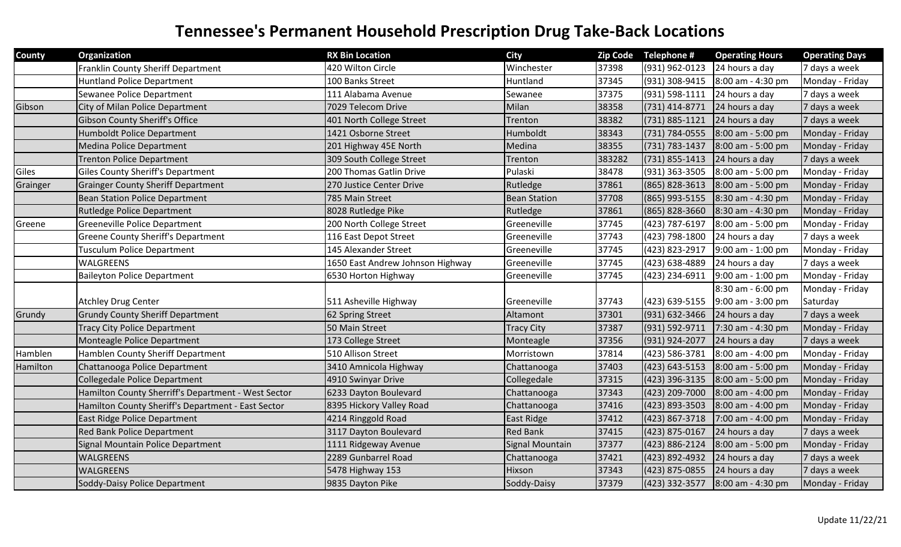# Tennessee's Permanent Household Prescription Drug Take-Back Locations

| County | Organization | RX Bin Location | City | Zip Code | Telephone # | Operating Hours | Operating Days |
|---|---|---|---|---|---|---|---|
| | Franklin County Sheriff Department | 420 Wilton Circle | Winchester | 37398 | (931) 962-0123 | 24 hours a day | 7 days a week |
| | Huntland Police Department | 100 Banks Street | Huntland | 37345 | (931) 308-9415 | 8:00 am - 4:30 pm | Monday - Friday |
| | Sewanee Police Department | 111 Alabama Avenue | Sewanee | 37375 | (931) 598-1111 | 24 hours a day | 7 days a week |
| Gibson | City of Milan Police Department | 7029 Telecom Drive | Milan | 38358 | (731) 414-8771 | 24 hours a day | 7 days a week |
| | Gibson County Sheriff's Office | 401 North College Street | Trenton | 38382 | (731) 885-1121 | 24 hours a day | 7 days a week |
| | Humboldt Police Department | 1421 Osborne Street | Humboldt | 38343 | (731) 784-0555 | 8:00 am - 5:00 pm | Monday - Friday |
| | Medina Police Department | 201 Highway 45E North | Medina | 38355 | (731) 783-1437 | 8:00 am - 5:00 pm | Monday - Friday |
| | Trenton Police Department | 309 South College Street | Trenton | 383282 | (731) 855-1413 | 24 hours a day | 7 days a week |
| Giles | Giles County Sheriff's Department | 200 Thomas Gatlin Drive | Pulaski | 38478 | (931) 363-3505 | 8:00 am - 5:00 pm | Monday - Friday |
| Grainger | Grainger County Sheriff Department | 270 Justice Center Drive | Rutledge | 37861 | (865) 828-3613 | 8:00 am - 5:00 pm | Monday - Friday |
| | Bean Station Police Department | 785 Main Street | Bean Station | 37708 | (865) 993-5155 | 8:30 am - 4:30 pm | Monday - Friday |
| | Rutledge Police Department | 8028 Rutledge Pike | Rutledge | 37861 | (865) 828-3660 | 8:30 am - 4:30 pm | Monday - Friday |
| Greene | Greeneville Police Department | 200 North College Street | Greeneville | 37745 | (423) 787-6197 | 8:00 am - 5:00 pm | Monday - Friday |
| | Greene County Sheriff's Department | 116 East Depot Street | Greeneville | 37743 | (423) 798-1800 | 24 hours a day | 7 days a week |
| | Tusculum Police Department | 145 Alexander Street | Greeneville | 37745 | (423) 823-2917 | 9:00 am - 1:00 pm | Monday - Friday |
| | WALGREENS | 1650 East Andrew Johnson Highway | Greeneville | 37745 | (423) 638-4889 | 24 hours a day | 7 days a week |
| | Baileyton Police Department | 6530 Horton Highway | Greeneville | 37745 | (423) 234-6911 | 9:00 am - 1:00 pm | Monday - Friday |
| | Atchley Drug Center | 511 Asheville Highway | Greeneville | 37743 | (423) 639-5155 | 8:30 am - 6:00 pm<br>9:00 am - 3:00 pm | Monday - Friday<br>Saturday |
| Grundy | Grundy County Sheriff Department | 62 Spring Street | Altamont | 37301 | (931) 632-3466 | 24 hours a day | 7 days a week |
| | Tracy City Police Department | 50 Main Street | Tracy City | 37387 | (931) 592-9711 | 7:30 am - 4:30 pm | Monday - Friday |
| | Monteagle Police Department | 173 College Street | Monteagle | 37356 | (931) 924-2077 | 24 hours a day | 7 days a week |
| Hamblen | Hamblen County Sheriff Department | 510 Allison Street | Morristown | 37814 | (423) 586-3781 | 8:00 am - 4:00 pm | Monday - Friday |
| Hamilton | Chattanooga Police Department | 3410 Amnicola Highway | Chattanooga | 37403 | (423) 643-5153 | 8:00 am - 5:00 pm | Monday - Friday |
| | Collegedale Police Department | 4910 Swinyar Drive | Collegedale | 37315 | (423) 396-3135 | 8:00 am - 5:00 pm | Monday - Friday |
| | Hamilton County Sherriff's Department - West Sector | 6233 Dayton Boulevard | Chattanooga | 37343 | (423) 209-7000 | 8:00 am - 4:00 pm | Monday - Friday |
| | Hamilton County Sheriff's Department - East Sector | 8395 Hickory Valley Road | Chattanooga | 37416 | (423) 893-3503 | 8:00 am - 4:00 pm | Monday - Friday |
| | East Ridge Police Department | 4214 Ringgold Road | East Ridge | 37412 | (423) 867-3718 | 7:00 am - 4:00 pm | Monday - Friday |
| | Red Bank Police Department | 3117 Dayton Boulevard | Red Bank | 37415 | (423) 875-0167 | 24 hours a day | 7 days a week |
| | Signal Mountain Police Department | 1111 Ridgeway Avenue | Signal Mountain | 37377 | (423) 886-2124 | 8:00 am - 5:00 pm | Monday - Friday |
| | WALGREENS | 2289 Gunbarrel Road | Chattanooga | 37421 | (423) 892-4932 | 24 hours a day | 7 days a week |
| | WALGREENS | 5478 Highway 153 | Hixson | 37343 | (423) 875-0855 | 24 hours a day | 7 days a week |
| | Soddy-Daisy Police Department | 9835 Dayton Pike | Soddy-Daisy | 37379 | (423) 332-3577 | 8:00 am - 4:30 pm | Monday - Friday |

Update 11/22/21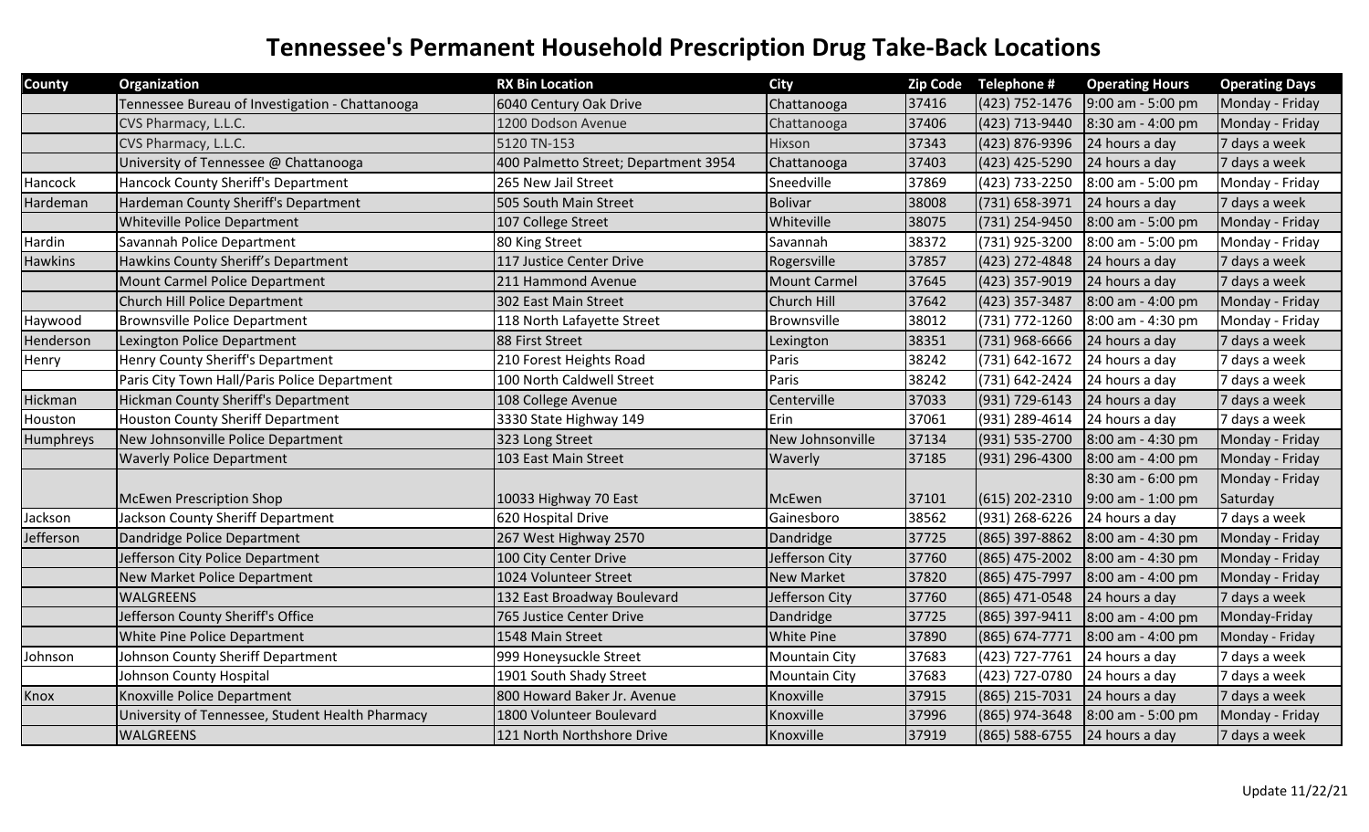# Tennessee's Permanent Household Prescription Drug Take-Back Locations

| County | Organization | RX Bin Location | City | Zip Code | Telephone # | Operating Hours | Operating Days |
|---|---|---|---|---|---|---|---|
| | Tennessee Bureau of Investigation - Chattanooga | 6040 Century Oak Drive | Chattanooga | 37416 | (423) 752-1476 | 9:00 am - 5:00 pm | Monday - Friday |
| | CVS Pharmacy, L.L.C. | 1200 Dodson Avenue | Chattanooga | 37406 | (423) 713-9440 | 8:30 am - 4:00 pm | Monday - Friday |
| | CVS Pharmacy, L.L.C. | 5120 TN-153 | Hixson | 37343 | (423) 876-9396 | 24 hours a day | 7 days a week |
| | University of Tennessee @ Chattanooga | 400 Palmetto Street; Department 3954 | Chattanooga | 37403 | (423) 425-5290 | 24 hours a day | 7 days a week |
| Hancock | Hancock County Sheriff's Department | 265 New Jail Street | Sneedville | 37869 | (423) 733-2250 | 8:00 am - 5:00 pm | Monday - Friday |
| Hardeman | Hardeman County Sheriff's Department | 505 South Main Street | Bolivar | 38008 | (731) 658-3971 | 24 hours a day | 7 days a week |
| | Whiteville Police Department | 107 College Street | Whiteville | 38075 | (731) 254-9450 | 8:00 am - 5:00 pm | Monday - Friday |
| Hardin | Savannah Police Department | 80 King Street | Savannah | 38372 | (731) 925-3200 | 8:00 am - 5:00 pm | Monday - Friday |
| Hawkins | Hawkins County Sheriff's Department | 117 Justice Center Drive | Rogersville | 37857 | (423) 272-4848 | 24 hours a day | 7 days a week |
| | Mount Carmel Police Department | 211 Hammond Avenue | Mount Carmel | 37645 | (423) 357-9019 | 24 hours a day | 7 days a week |
| | Church Hill Police Department | 302 East Main Street | Church Hill | 37642 | (423) 357-3487 | 8:00 am - 4:00 pm | Monday - Friday |
| Haywood | Brownsville Police Department | 118 North Lafayette Street | Brownsville | 38012 | (731) 772-1260 | 8:00 am - 4:30 pm | Monday - Friday |
| Henderson | Lexington Police Department | 88 First Street | Lexington | 38351 | (731) 968-6666 | 24 hours a day | 7 days a week |
| Henry | Henry County Sheriff's Department | 210 Forest Heights Road | Paris | 38242 | (731) 642-1672 | 24 hours a day | 7 days a week |
| | Paris City Town Hall/Paris Police Department | 100 North Caldwell Street | Paris | 38242 | (731) 642-2424 | 24 hours a day | 7 days a week |
| Hickman | Hickman County Sheriff's Department | 108 College Avenue | Centerville | 37033 | (931) 729-6143 | 24 hours a day | 7 days a week |
| Houston | Houston County Sheriff Department | 3330 State Highway 149 | Erin | 37061 | (931) 289-4614 | 24 hours a day | 7 days a week |
| Humphreys | New Johnsonville Police Department | 323 Long Street | New Johnsonville | 37134 | (931) 535-2700 | 8:00 am - 4:30 pm | Monday - Friday |
| | Waverly Police Department | 103 East Main Street | Waverly | 37185 | (931) 296-4300 | 8:00 am - 4:00 pm | Monday - Friday |
| | McEwen Prescription Shop | 10033 Highway 70 East | McEwen | 37101 | (615) 202-2310 | 8:30 am - 6:00 pm<br>9:00 am - 1:00 pm | Monday - Friday<br>Saturday |
| Jackson | Jackson County Sheriff Department | 620 Hospital Drive | Gainesboro | 38562 | (931) 268-6226 | 24 hours a day | 7 days a week |
| Jefferson | Dandridge Police Department | 267 West Highway 2570 | Dandridge | 37725 | (865) 397-8862 | 8:00 am - 4:30 pm | Monday - Friday |
| | Jefferson City Police Department | 100 City Center Drive | Jefferson City | 37760 | (865) 475-2002 | 8:00 am - 4:30 pm | Monday - Friday |
| | New Market Police Department | 1024 Volunteer Street | New Market | 37820 | (865) 475-7997 | 8:00 am - 4:00 pm | Monday - Friday |
| | WALGREENS | 132 East Broadway Boulevard | Jefferson City | 37760 | (865) 471-0548 | 24 hours a day | 7 days a week |
| | Jefferson County Sheriff's Office | 765 Justice Center Drive | Dandridge | 37725 | (865) 397-9411 | 8:00 am - 4:00 pm | Monday-Friday |
| | White Pine Police Department | 1548 Main Street | White Pine | 37890 | (865) 674-7771 | 8:00 am - 4:00 pm | Monday - Friday |
| Johnson | Johnson County Sheriff Department | 999 Honeysuckle Street | Mountain City | 37683 | (423) 727-7761 | 24 hours a day | 7 days a week |
| | Johnson County Hospital | 1901 South Shady Street | Mountain City | 37683 | (423) 727-0780 | 24 hours a day | 7 days a week |
| Knox | Knoxville Police Department | 800 Howard Baker Jr. Avenue | Knoxville | 37915 | (865) 215-7031 | 24 hours a day | 7 days a week |
| | University of Tennessee, Student Health Pharmacy | 1800 Volunteer Boulevard | Knoxville | 37996 | (865) 974-3648 | 8:00 am - 5:00 pm | Monday - Friday |
| | WALGREENS | 121 North Northshore Drive | Knoxville | 37919 | (865) 588-6755 | 24 hours a day | 7 days a week |

Update 11/22/21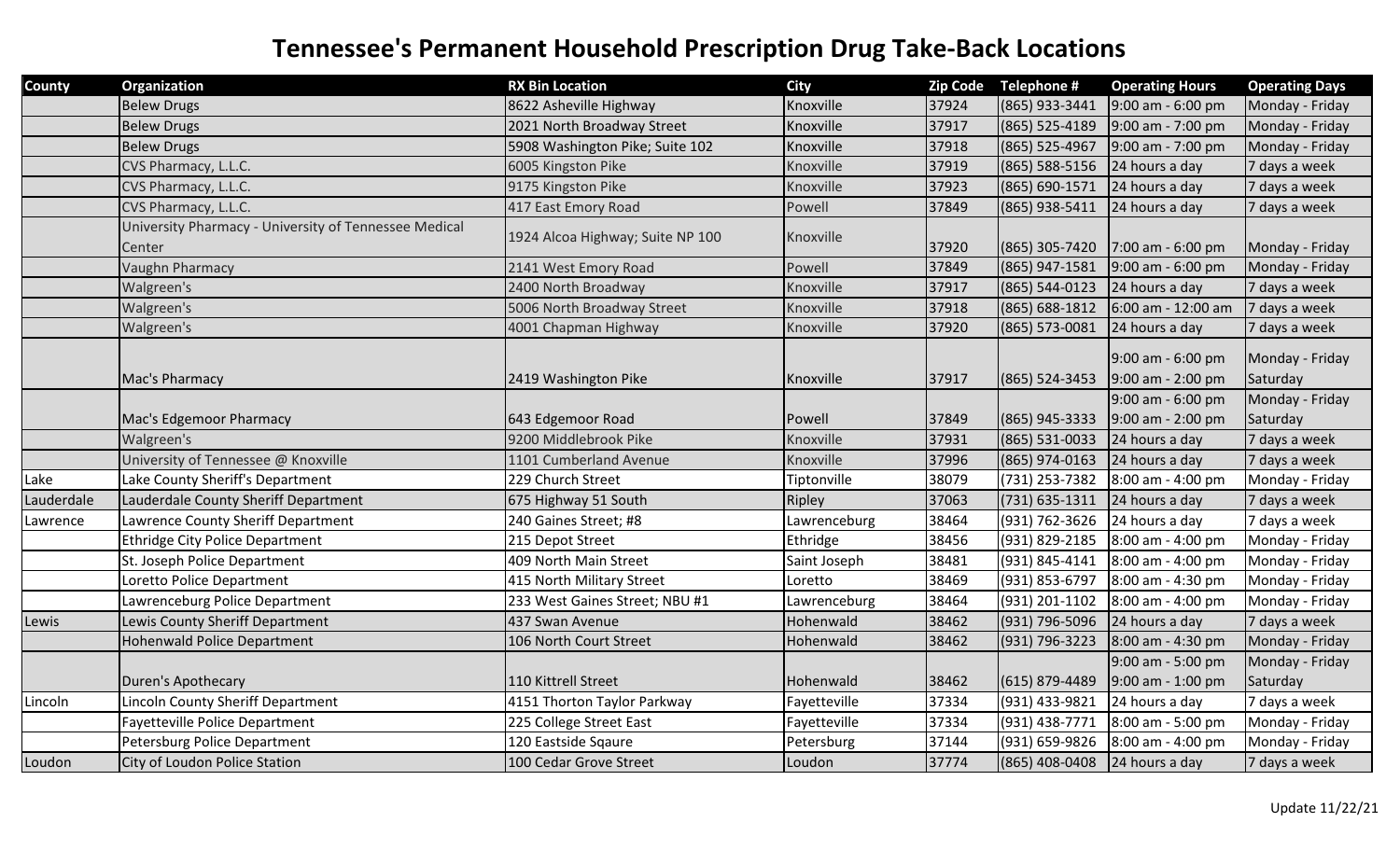# Tennessee's Permanent Household Prescription Drug Take-Back Locations

| County | Organization | RX Bin Location | City | Zip Code | Telephone # | Operating Hours | Operating Days |
|---|---|---|---|---|---|---|---|
| | Belew Drugs | 8622 Asheville Highway | Knoxville | 37924 | (865) 933-3441 | 9:00 am - 6:00 pm | Monday - Friday |
| | Belew Drugs | 2021 North Broadway Street | Knoxville | 37917 | (865) 525-4189 | 9:00 am - 7:00 pm | Monday - Friday |
| | Belew Drugs | 5908 Washington Pike; Suite 102 | Knoxville | 37918 | (865) 525-4967 | 9:00 am - 7:00 pm | Monday - Friday |
| | CVS Pharmacy, L.L.C. | 6005 Kingston Pike | Knoxville | 37919 | (865) 588-5156 | 24 hours a day | 7 days a week |
| | CVS Pharmacy, L.L.C. | 9175 Kingston Pike | Knoxville | 37923 | (865) 690-1571 | 24 hours a day | 7 days a week |
| | CVS Pharmacy, L.L.C. | 417 East Emory Road | Powell | 37849 | (865) 938-5411 | 24 hours a day | 7 days a week |
| | University Pharmacy - University of Tennessee Medical Center | 1924 Alcoa Highway; Suite NP 100 | Knoxville | 37920 | (865) 305-7420 | 7:00 am - 6:00 pm | Monday - Friday |
| | Vaughn Pharmacy | 2141 West Emory Road | Powell | 37849 | (865) 947-1581 | 9:00 am - 6:00 pm | Monday - Friday |
| | Walgreen's | 2400 North Broadway | Knoxville | 37917 | (865) 544-0123 | 24 hours a day | 7 days a week |
| | Walgreen's | 5006 North Broadway Street | Knoxville | 37918 | (865) 688-1812 | 6:00 am - 12:00 am | 7 days a week |
| | Walgreen's | 4001 Chapman Highway | Knoxville | 37920 | (865) 573-0081 | 24 hours a day | 7 days a week |
| | Mac's Pharmacy | 2419 Washington Pike | Knoxville | 37917 | (865) 524-3453 | 9:00 am - 6:00 pm<br>9:00 am - 2:00 pm | Monday - Friday<br>Saturday |
| | Mac's Edgemoor Pharmacy | 643 Edgemoor Road | Powell | 37849 | (865) 945-3333 | 9:00 am - 6:00 pm<br>9:00 am - 2:00 pm | Monday - Friday<br>Saturday |
| | Walgreen's | 9200 Middlebrook Pike | Knoxville | 37931 | (865) 531-0033 | 24 hours a day | 7 days a week |
| | University of Tennessee @ Knoxville | 1101 Cumberland Avenue | Knoxville | 37996 | (865) 974-0163 | 24 hours a day | 7 days a week |
| Lake | Lake County Sheriff's Department | 229 Church Street | Tiptonville | 38079 | (731) 253-7382 | 8:00 am - 4:00 pm | Monday - Friday |
| Lauderdale | Lauderdale County Sheriff Department | 675 Highway 51 South | Ripley | 37063 | (731) 635-1311 | 24 hours a day | 7 days a week |
| Lawrence | Lawrence County Sheriff Department | 240 Gaines Street; #8 | Lawrenceburg | 38464 | (931) 762-3626 | 24 hours a day | 7 days a week |
| | Ethridge City Police Department | 215 Depot Street | Ethridge | 38456 | (931) 829-2185 | 8:00 am - 4:00 pm | Monday - Friday |
| | St. Joseph Police Department | 409 North Main Street | Saint Joseph | 38481 | (931) 845-4141 | 8:00 am - 4:00 pm | Monday - Friday |
| | Loretto Police Department | 415 North Military Street | Loretto | 38469 | (931) 853-6797 | 8:00 am - 4:30 pm | Monday - Friday |
| | Lawrenceburg Police Department | 233 West Gaines Street; NBU #1 | Lawrenceburg | 38464 | (931) 201-1102 | 8:00 am - 4:00 pm | Monday - Friday |
| Lewis | Lewis County Sheriff Department | 437 Swan Avenue | Hohenwald | 38462 | (931) 796-5096 | 24 hours a day | 7 days a week |
| | Hohenwald Police Department | 106 North Court Street | Hohenwald | 38462 | (931) 796-3223 | 8:00 am - 4:30 pm | Monday - Friday |
| | Duren's Apothecary | 110 Kittrell Street | Hohenwald | 38462 | (615) 879-4489 | 9:00 am - 5:00 pm<br>9:00 am - 1:00 pm | Monday - Friday<br>Saturday |
| Lincoln | Lincoln County Sheriff Department | 4151 Thorton Taylor Parkway | Fayetteville | 37334 | (931) 433-9821 | 24 hours a day | 7 days a week |
| | Fayetteville Police Department | 225 College Street East | Fayetteville | 37334 | (931) 438-7771 | 8:00 am - 5:00 pm | Monday - Friday |
| | Petersburg Police Department | 120 Eastside Sqaure | Petersburg | 37144 | (931) 659-9826 | 8:00 am - 4:00 pm | Monday - Friday |
| Loudon | City of Loudon Police Station | 100 Cedar Grove Street | Loudon | 37774 | (865) 408-0408 | 24 hours a day | 7 days a week |

Update 11/22/21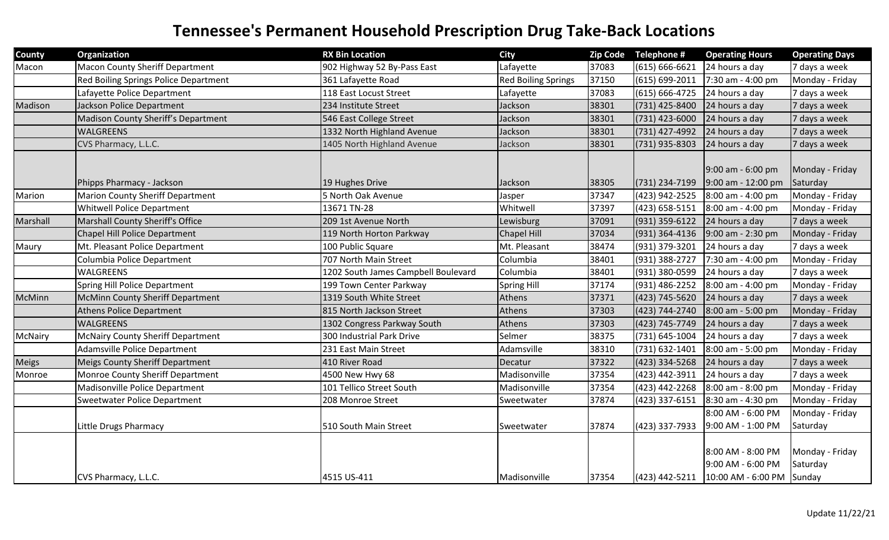# Tennessee's Permanent Household Prescription Drug Take-Back Locations

| County | Organization | RX Bin Location | City | Zip Code | Telephone # | Operating Hours | Operating Days |
|---|---|---|---|---|---|---|---|
| Macon | Macon County Sheriff Department | 902 Highway 52 By-Pass East | Lafayette | 37083 | (615) 666-6621 | 24 hours a day | 7 days a week |
| | Red Boiling Springs Police Department | 361 Lafayette Road | Red Boiling Springs | 37150 | (615) 699-2011 | 7:30 am - 4:00 pm | Monday - Friday |
| | Lafayette Police Department | 118 East Locust Street | Lafayette | 37083 | (615) 666-4725 | 24 hours a day | 7 days a week |
| Madison | Jackson Police Department | 234 Institute Street | Jackson | 38301 | (731) 425-8400 | 24 hours a day | 7 days a week |
| | Madison County Sheriff's Department | 546 East College Street | Jackson | 38301 | (731) 423-6000 | 24 hours a day | 7 days a week |
| | WALGREENS | 1332 North Highland Avenue | Jackson | 38301 | (731) 427-4992 | 24 hours a day | 7 days a week |
| | CVS Pharmacy, L.L.C. | 1405 North Highland Avenue | Jackson | 38301 | (731) 935-8303 | 24 hours a day | 7 days a week |
| | Phipps Pharmacy - Jackson | 19 Hughes Drive | Jackson | 38305 | (731) 234-7199 | 9:00 am - 6:00 pm<br>9:00 am - 12:00 pm | Monday - Friday<br>Saturday |
| Marion | Marion County Sheriff Department | 5 North Oak Avenue | Jasper | 37347 | (423) 942-2525 | 8:00 am - 4:00 pm | Monday - Friday |
| | Whitwell Police Department | 13671 TN-28 | Whitwell | 37397 | (423) 658-5151 | 8:00 am - 4:00 pm | Monday - Friday |
| Marshall | Marshall County Sheriff's Office | 209 1st Avenue North | Lewisburg | 37091 | (931) 359-6122 | 24 hours a day | 7 days a week |
| | Chapel Hill Police Department | 119 North Horton Parkway | Chapel Hill | 37034 | (931) 364-4136 | 9:00 am - 2:30 pm | Monday - Friday |
| Maury | Mt. Pleasant Police Department | 100 Public Square | Mt. Pleasant | 38474 | (931) 379-3201 | 24 hours a day | 7 days a week |
| | Columbia Police Department | 707 North Main Street | Columbia | 38401 | (931) 388-2727 | 7:30 am - 4:00 pm | Monday - Friday |
| | WALGREENS | 1202 South James Campbell Boulevard | Columbia | 38401 | (931) 380-0599 | 24 hours a day | 7 days a week |
| | Spring Hill Police Department | 199 Town Center Parkway | Spring Hill | 37174 | (931) 486-2252 | 8:00 am - 4:00 pm | Monday - Friday |
| McMinn | McMinn County Sheriff Department | 1319 South White Street | Athens | 37371 | (423) 745-5620 | 24 hours a day | 7 days a week |
| | Athens Police Department | 815 North Jackson Street | Athens | 37303 | (423) 744-2740 | 8:00 am - 5:00 pm | Monday - Friday |
| | WALGREENS | 1302 Congress Parkway South | Athens | 37303 | (423) 745-7749 | 24 hours a day | 7 days a week |
| McNairy | McNairy County Sheriff Department | 300 Industrial Park Drive | Selmer | 38375 | (731) 645-1004 | 24 hours a day | 7 days a week |
| | Adamsville Police Department | 231 East Main Street | Adamsville | 38310 | (731) 632-1401 | 8:00 am - 5:00 pm | Monday - Friday |
| Meigs | Meigs County Sheriff Department | 410 River Road | Decatur | 37322 | (423) 334-5268 | 24 hours a day | 7 days a week |
| Monroe | Monroe County Sheriff Department | 4500 New Hwy 68 | Madisonville | 37354 | (423) 442-3911 | 24 hours a day | 7 days a week |
| | Madisonville Police Department | 101 Tellico Street South | Madisonville | 37354 | (423) 442-2268 | 8:00 am - 8:00 pm | Monday - Friday |
| | Sweetwater Police Department | 208 Monroe Street | Sweetwater | 37874 | (423) 337-6151 | 8:30 am - 4:30 pm | Monday - Friday |
| | Little Drugs Pharmacy | 510 South Main Street | Sweetwater | 37874 | (423) 337-7933 | 8:00 AM - 6:00 PM<br>9:00 AM - 1:00 PM | Monday - Friday<br>Saturday |
| | CVS Pharmacy, L.L.C. | 4515 US-411 | Madisonville | 37354 | (423) 442-5211 | 8:00 AM - 8:00 PM<br>9:00 AM - 6:00 PM<br>10:00 AM - 6:00 PM | Monday - Friday<br>Saturday<br>Sunday |

Update 11/22/21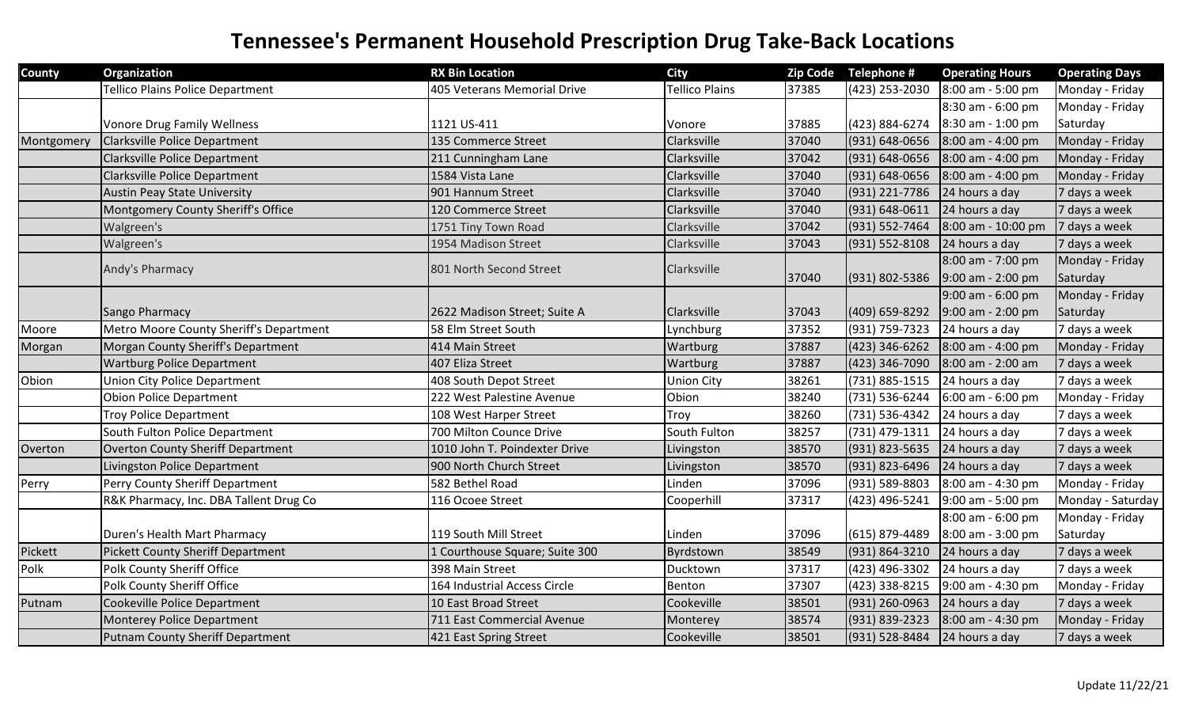# Tennessee's Permanent Household Prescription Drug Take-Back Locations

| County | Organization | RX Bin Location | City | Zip Code | Telephone # | Operating Hours | Operating Days |
|---|---|---|---|---|---|---|---|
| | Tellico Plains Police Department | 405 Veterans Memorial Drive | Tellico Plains | 37385 | (423) 253-2030 | 8:00 am - 5:00 pm | Monday - Friday |
| | Vonore Drug Family Wellness | 1121 US-411 | Vonore | 37885 | (423) 884-6274 | 8:30 am - 6:00 pm<br>8:30 am - 1:00 pm | Monday - Friday<br>Saturday |
| Montgomery | Clarksville Police Department | 135 Commerce Street | Clarksville | 37040 | (931) 648-0656 | 8:00 am - 4:00 pm | Monday - Friday |
| | Clarksville Police Department | 211 Cunningham Lane | Clarksville | 37042 | (931) 648-0656 | 8:00 am - 4:00 pm | Monday - Friday |
| | Clarksville Police Department | 1584 Vista Lane | Clarksville | 37040 | (931) 648-0656 | 8:00 am - 4:00 pm | Monday - Friday |
| | Austin Peay State University | 901 Hannum Street | Clarksville | 37040 | (931) 221-7786 | 24 hours a day | 7 days a week |
| | Montgomery County Sheriff's Office | 120 Commerce Street | Clarksville | 37040 | (931) 648-0611 | 24 hours a day | 7 days a week |
| | Walgreen's | 1751 Tiny Town Road | Clarksville | 37042 | (931) 552-7464 | 8:00 am - 10:00 pm | 7 days a week |
| | Walgreen's | 1954 Madison Street | Clarksville | 37043 | (931) 552-8108 | 24 hours a day | 7 days a week |
| | Andy's Pharmacy | 801 North Second Street | Clarksville | 37040 | (931) 802-5386 | 8:00 am - 7:00 pm<br>9:00 am - 2:00 pm | Monday - Friday<br>Saturday |
| | Sango Pharmacy | 2622 Madison Street; Suite A | Clarksville | 37043 | (409) 659-8292 | 9:00 am - 6:00 pm<br>9:00 am - 2:00 pm | Monday - Friday<br>Saturday |
| Moore | Metro Moore County Sheriff's Department | 58 Elm Street South | Lynchburg | 37352 | (931) 759-7323 | 24 hours a day | 7 days a week |
| Morgan | Morgan County Sheriff's Department | 414 Main Street | Wartburg | 37887 | (423) 346-6262 | 8:00 am - 4:00 pm | Monday - Friday |
| | Wartburg Police Department | 407 Eliza Street | Wartburg | 37887 | (423) 346-7090 | 8:00 am - 2:00 am | 7 days a week |
| Obion | Union City Police Department | 408 South Depot Street | Union City | 38261 | (731) 885-1515 | 24 hours a day | 7 days a week |
| | Obion Police Department | 222 West Palestine Avenue | Obion | 38240 | (731) 536-6244 | 6:00 am - 6:00 pm | Monday - Friday |
| | Troy Police Department | 108 West Harper Street | Troy | 38260 | (731) 536-4342 | 24 hours a day | 7 days a week |
| | South Fulton Police Department | 700 Milton Counce Drive | South Fulton | 38257 | (731) 479-1311 | 24 hours a day | 7 days a week |
| Overton | Overton County Sheriff Department | 1010 John T. Poindexter Drive | Livingston | 38570 | (931) 823-5635 | 24 hours a day | 7 days a week |
| | Livingston Police Department | 900 North Church Street | Livingston | 38570 | (931) 823-6496 | 24 hours a day | 7 days a week |
| Perry | Perry County Sheriff Department | 582 Bethel Road | Linden | 37096 | (931) 589-8803 | 8:00 am - 4:30 pm | Monday - Friday |
| | R&K Pharmacy, Inc. DBA Tallent Drug Co | 116 Ocoee Street | Cooperhill | 37317 | (423) 496-5241 | 9:00 am - 5:00 pm | Monday - Saturday |
| | Duren's Health Mart Pharmacy | 119 South Mill Street | Linden | 37096 | (615) 879-4489 | 8:00 am - 6:00 pm<br>8:00 am - 3:00 pm | Monday - Friday<br>Saturday |
| Pickett | Pickett County Sheriff Department | 1 Courthouse Square; Suite 300 | Byrdstown | 38549 | (931) 864-3210 | 24 hours a day | 7 days a week |
| Polk | Polk County Sheriff Office | 398 Main Street | Ducktown | 37317 | (423) 496-3302 | 24 hours a day | 7 days a week |
| | Polk County Sheriff Office | 164 Industrial Access Circle | Benton | 37307 | (423) 338-8215 | 9:00 am - 4:30 pm | Monday - Friday |
| Putnam | Cookeville Police Department | 10 East Broad Street | Cookeville | 38501 | (931) 260-0963 | 24 hours a day | 7 days a week |
| | Monterey Police Department | 711 East Commercial Avenue | Monterey | 38574 | (931) 839-2323 | 8:00 am - 4:30 pm | Monday - Friday |
| | Putnam County Sheriff Department | 421 East Spring Street | Cookeville | 38501 | (931) 528-8484 | 24 hours a day | 7 days a week |

Update 11/22/21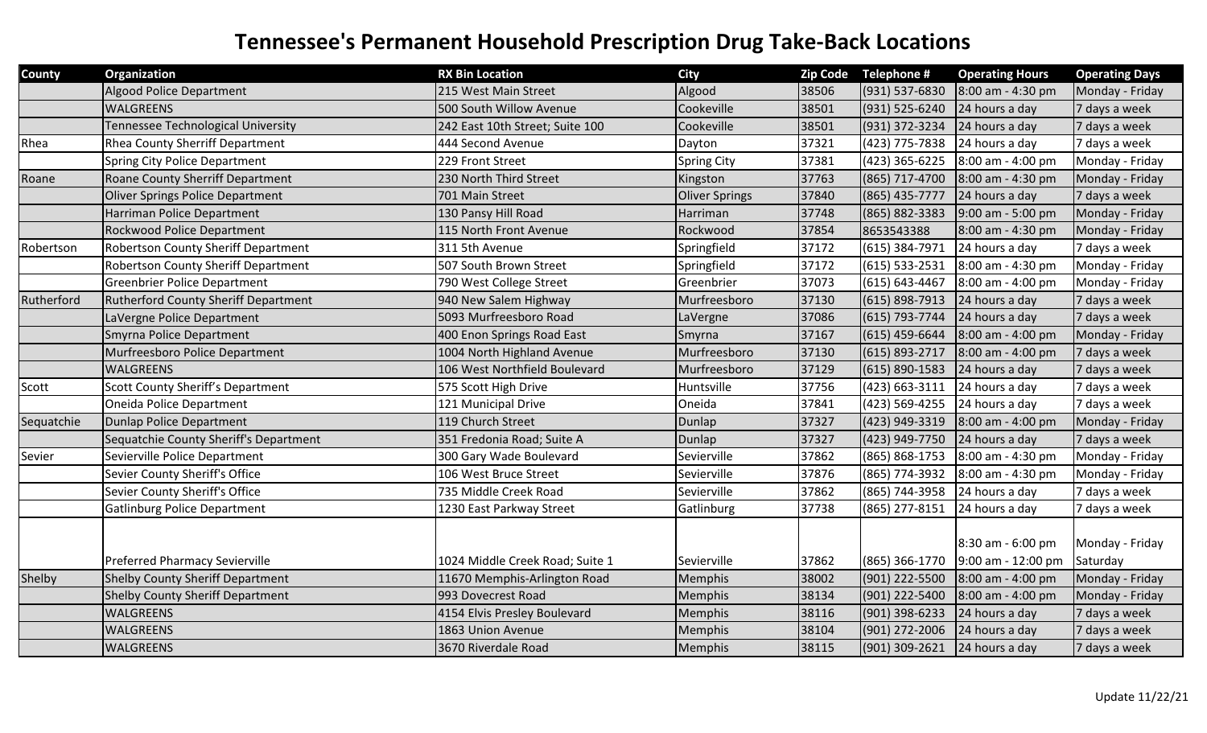# Tennessee's Permanent Household Prescription Drug Take-Back Locations

| County | Organization | RX Bin Location | City | Zip Code | Telephone # | Operating Hours | Operating Days |
|---|---|---|---|---|---|---|---|
| | Algood Police Department | 215 West Main Street | Algood | 38506 | (931) 537-6830 | 8:00 am - 4:30 pm | Monday - Friday |
| | WALGREENS | 500 South Willow Avenue | Cookeville | 38501 | (931) 525-6240 | 24 hours a day | 7 days a week |
| | Tennessee Technological University | 242 East 10th Street; Suite 100 | Cookeville | 38501 | (931) 372-3234 | 24 hours a day | 7 days a week |
| Rhea | Rhea County Sherriff Department | 444 Second Avenue | Dayton | 37321 | (423) 775-7838 | 24 hours a day | 7 days a week |
| | Spring City Police Department | 229 Front Street | Spring City | 37381 | (423) 365-6225 | 8:00 am - 4:00 pm | Monday - Friday |
| Roane | Roane County Sherriff Department | 230 North Third Street | Kingston | 37763 | (865) 717-4700 | 8:00 am - 4:30 pm | Monday - Friday |
| | Oliver Springs Police Department | 701 Main Street | Oliver Springs | 37840 | (865) 435-7777 | 24 hours a day | 7 days a week |
| | Harriman Police Department | 130 Pansy Hill Road | Harriman | 37748 | (865) 882-3383 | 9:00 am - 5:00 pm | Monday - Friday |
| | Rockwood Police Department | 115 North Front Avenue | Rockwood | 37854 | 8653543388 | 8:00 am - 4:30 pm | Monday - Friday |
| Robertson | Robertson County Sheriff Department | 311 5th Avenue | Springfield | 37172 | (615) 384-7971 | 24 hours a day | 7 days a week |
| | Robertson County Sheriff Department | 507 South Brown Street | Springfield | 37172 | (615) 533-2531 | 8:00 am - 4:30 pm | Monday - Friday |
| | Greenbrier Police Department | 790 West College Street | Greenbrier | 37073 | (615) 643-4467 | 8:00 am - 4:00 pm | Monday - Friday |
| Rutherford | Rutherford County Sheriff Department | 940 New Salem Highway | Murfreesboro | 37130 | (615) 898-7913 | 24 hours a day | 7 days a week |
| | LaVergne Police Department | 5093 Murfreesboro Road | LaVergne | 37086 | (615) 793-7744 | 24 hours a day | 7 days a week |
| | Smyrna Police Department | 400 Enon Springs Road East | Smyrna | 37167 | (615) 459-6644 | 8:00 am - 4:00 pm | Monday - Friday |
| | Murfreesboro Police Department | 1004 North Highland Avenue | Murfreesboro | 37130 | (615) 893-2717 | 8:00 am - 4:00 pm | 7 days a week |
| | WALGREENS | 106 West Northfield Boulevard | Murfreesboro | 37129 | (615) 890-1583 | 24 hours a day | 7 days a week |
| Scott | Scott County Sheriff's Department | 575 Scott High Drive | Huntsville | 37756 | (423) 663-3111 | 24 hours a day | 7 days a week |
| | Oneida Police Department | 121 Municipal Drive | Oneida | 37841 | (423) 569-4255 | 24 hours a day | 7 days a week |
| Sequatchie | Dunlap Police Department | 119 Church Street | Dunlap | 37327 | (423) 949-3319 | 8:00 am - 4:00 pm | Monday - Friday |
| | Sequatchie County Sheriff's Department | 351 Fredonia Road; Suite A | Dunlap | 37327 | (423) 949-7750 | 24 hours a day | 7 days a week |
| Sevier | Sevierville Police Department | 300 Gary Wade Boulevard | Sevierville | 37862 | (865) 868-1753 | 8:00 am - 4:30 pm | Monday - Friday |
| | Sevier County Sheriff's Office | 106 West Bruce Street | Sevierville | 37876 | (865) 774-3932 | 8:00 am - 4:30 pm | Monday - Friday |
| | Sevier County Sheriff's Office | 735 Middle Creek Road | Sevierville | 37862 | (865) 744-3958 | 24 hours a day | 7 days a week |
| | Gatlinburg Police Department | 1230 East Parkway Street | Gatlinburg | 37738 | (865) 277-8151 | 24 hours a day | 7 days a week |
| | Preferred Pharmacy Sevierville | 1024 Middle Creek Road; Suite 1 | Sevierville | 37862 | (865) 366-1770 | 8:30 am - 6:00 pm<br>9:00 am - 12:00 pm | Monday - Friday<br>Saturday |
| Shelby | Shelby County Sheriff Department | 11670 Memphis-Arlington Road | Memphis | 38002 | (901) 222-5500 | 8:00 am - 4:00 pm | Monday - Friday |
| | Shelby County Sheriff Department | 993 Dovecrest Road | Memphis | 38134 | (901) 222-5400 | 8:00 am - 4:00 pm | Monday - Friday |
| | WALGREENS | 4154 Elvis Presley Boulevard | Memphis | 38116 | (901) 398-6233 | 24 hours a day | 7 days a week |
| | WALGREENS | 1863 Union Avenue | Memphis | 38104 | (901) 272-2006 | 24 hours a day | 7 days a week |
| | WALGREENS | 3670 Riverdale Road | Memphis | 38115 | (901) 309-2621 | 24 hours a day | 7 days a week |

Update 11/22/21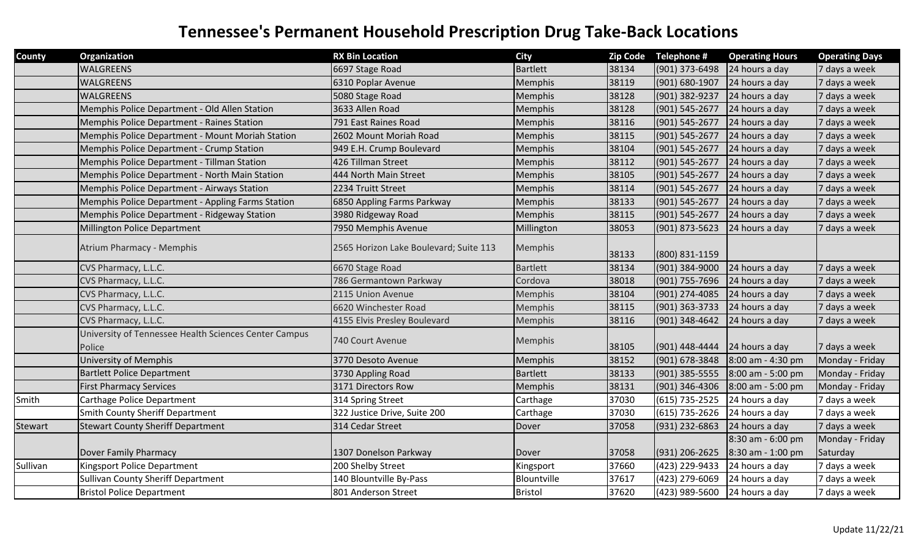# Tennessee's Permanent Household Prescription Drug Take-Back Locations

| County | Organization | RX Bin Location | City | Zip Code | Telephone # | Operating Hours | Operating Days |
|---|---|---|---|---|---|---|---|
| | WALGREENS | 6697 Stage Road | Bartlett | 38134 | (901) 373-6498 | 24 hours a day | 7 days a week |
| | WALGREENS | 6310 Poplar Avenue | Memphis | 38119 | (901) 680-1907 | 24 hours a day | 7 days a week |
| | WALGREENS | 5080 Stage Road | Memphis | 38128 | (901) 382-9237 | 24 hours a day | 7 days a week |
| | Memphis Police Department - Old Allen Station | 3633 Allen Road | Memphis | 38128 | (901) 545-2677 | 24 hours a day | 7 days a week |
| | Memphis Police Department - Raines Station | 791 East Raines Road | Memphis | 38116 | (901) 545-2677 | 24 hours a day | 7 days a week |
| | Memphis Police Department - Mount Moriah Station | 2602 Mount Moriah Road | Memphis | 38115 | (901) 545-2677 | 24 hours a day | 7 days a week |
| | Memphis Police Department - Crump Station | 949 E.H. Crump Boulevard | Memphis | 38104 | (901) 545-2677 | 24 hours a day | 7 days a week |
| | Memphis Police Department - Tillman Station | 426 Tillman Street | Memphis | 38112 | (901) 545-2677 | 24 hours a day | 7 days a week |
| | Memphis Police Department - North Main Station | 444 North Main Street | Memphis | 38105 | (901) 545-2677 | 24 hours a day | 7 days a week |
| | Memphis Police Department - Airways Station | 2234 Truitt Street | Memphis | 38114 | (901) 545-2677 | 24 hours a day | 7 days a week |
| | Memphis Police Department - Appling Farms Station | 6850 Appling Farms Parkway | Memphis | 38133 | (901) 545-2677 | 24 hours a day | 7 days a week |
| | Memphis Police Department - Ridgeway Station | 3980 Ridgeway Road | Memphis | 38115 | (901) 545-2677 | 24 hours a day | 7 days a week |
| | Millington Police Department | 7950 Memphis Avenue | Millington | 38053 | (901) 873-5623 | 24 hours a day | 7 days a week |
| | Atrium Pharmacy - Memphis | 2565 Horizon Lake Boulevard; Suite 113 | Memphis | 38133 | (800) 831-1159 | | |
| | CVS Pharmacy, L.L.C. | 6670 Stage Road | Bartlett | 38134 | (901) 384-9000 | 24 hours a day | 7 days a week |
| | CVS Pharmacy, L.L.C. | 786 Germantown Parkway | Cordova | 38018 | (901) 755-7696 | 24 hours a day | 7 days a week |
| | CVS Pharmacy, L.L.C. | 2115 Union Avenue | Memphis | 38104 | (901) 274-4085 | 24 hours a day | 7 days a week |
| | CVS Pharmacy, L.L.C. | 6620 Winchester Road | Memphis | 38115 | (901) 363-3733 | 24 hours a day | 7 days a week |
| | CVS Pharmacy, L.L.C. | 4155 Elvis Presley Boulevard | Memphis | 38116 | (901) 348-4642 | 24 hours a day | 7 days a week |
| | University of Tennessee Health Sciences Center Campus Police | 740 Court Avenue | Memphis | 38105 | (901) 448-4444 | 24 hours a day | 7 days a week |
| | University of Memphis | 3770 Desoto Avenue | Memphis | 38152 | (901) 678-3848 | 8:00 am - 4:30 pm | Monday - Friday |
| | Bartlett Police Department | 3730 Appling Road | Bartlett | 38133 | (901) 385-5555 | 8:00 am - 5:00 pm | Monday - Friday |
| | First Pharmacy Services | 3171 Directors Row | Memphis | 38131 | (901) 346-4306 | 8:00 am - 5:00 pm | Monday - Friday |
| Smith | Carthage Police Department | 314 Spring Street | Carthage | 37030 | (615) 735-2525 | 24 hours a day | 7 days a week |
| | Smith County Sheriff Department | 322 Justice Drive, Suite 200 | Carthage | 37030 | (615) 735-2626 | 24 hours a day | 7 days a week |
| Stewart | Stewart County Sheriff Department | 314 Cedar Street | Dover | 37058 | (931) 232-6863 | 24 hours a day | 7 days a week |
| | Dover Family Pharmacy | 1307 Donelson Parkway | Dover | 37058 | (931) 206-2625 | 8:30 am - 6:00 pm 8:30 am - 1:00 pm | Monday - Friday Saturday |
| Sullivan | Kingsport Police Department | 200 Shelby Street | Kingsport | 37660 | (423) 229-9433 | 24 hours a day | 7 days a week |
| | Sullivan County Sheriff Department | 140 Blountville By-Pass | Blountville | 37617 | (423) 279-6069 | 24 hours a day | 7 days a week |
| | Bristol Police Department | 801 Anderson Street | Bristol | 37620 | (423) 989-5600 | 24 hours a day | 7 days a week |

Update 11/22/21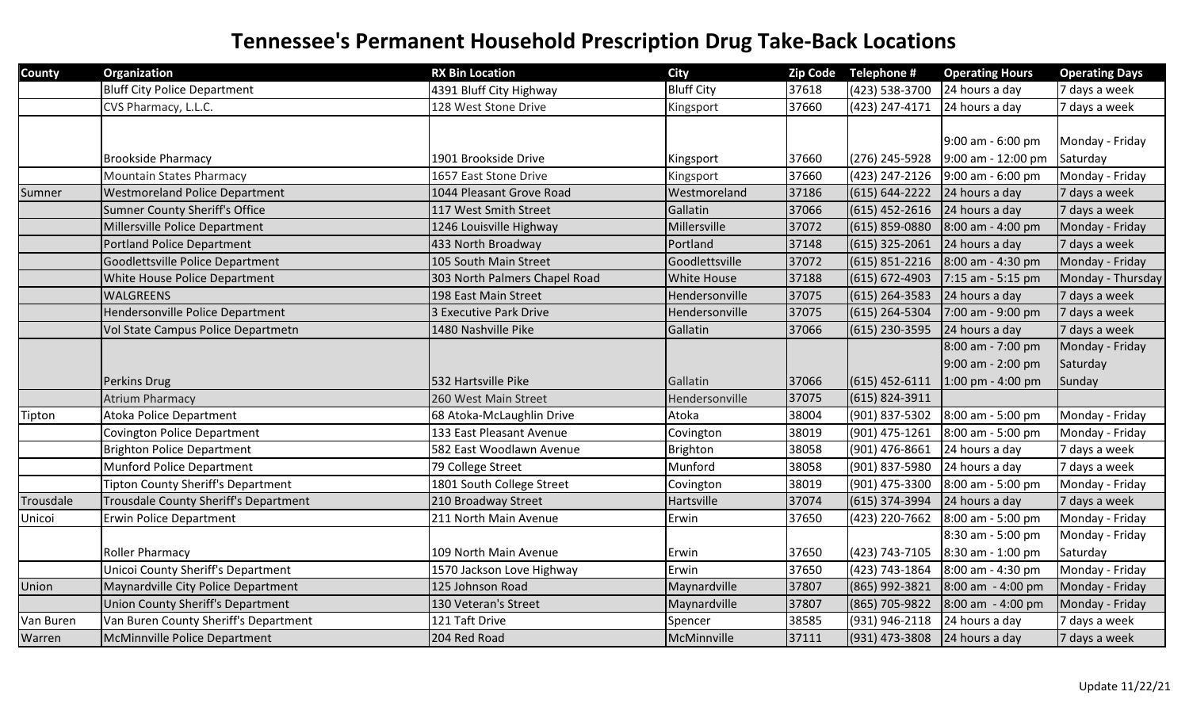# Tennessee's Permanent Household Prescription Drug Take-Back Locations

| County | Organization | RX Bin Location | City | Zip Code | Telephone # | Operating Hours | Operating Days |
|---|---|---|---|---|---|---|---|
| | Bluff City Police Department | 4391 Bluff City Highway | Bluff City | 37618 | (423) 538-3700 | 24 hours a day | 7 days a week |
| | CVS Pharmacy, L.L.C. | 128 West Stone Drive | Kingsport | 37660 | (423) 247-4171 | 24 hours a day | 7 days a week |
| | Brookside Pharmacy | 1901 Brookside Drive | Kingsport | 37660 | (276) 245-5928 | 9:00 am - 6:00 pm<br>9:00 am - 12:00 pm | Monday - Friday<br>Saturday |
| | Mountain States Pharmacy | 1657 East Stone Drive | Kingsport | 37660 | (423) 247-2126 | 9:00 am - 6:00 pm | Monday - Friday |
| Sumner | Westmoreland Police Department | 1044 Pleasant Grove Road | Westmoreland | 37186 | (615) 644-2222 | 24 hours a day | 7 days a week |
| | Sumner County Sheriff's Office | 117 West Smith Street | Gallatin | 37066 | (615) 452-2616 | 24 hours a day | 7 days a week |
| | Millersville Police Department | 1246 Louisville Highway | Millersville | 37072 | (615) 859-0880 | 8:00 am - 4:00 pm | Monday - Friday |
| | Portland Police Department | 433 North Broadway | Portland | 37148 | (615) 325-2061 | 24 hours a day | 7 days a week |
| | Goodlettsville Police Department | 105 South Main Street | Goodlettsville | 37072 | (615) 851-2216 | 8:00 am - 4:30 pm | Monday - Friday |
| | White House Police Department | 303 North Palmers Chapel Road | White House | 37188 | (615) 672-4903 | 7:15 am - 5:15 pm | Monday - Thursday |
| | WALGREENS | 198 East Main Street | Hendersonville | 37075 | (615) 264-3583 | 24 hours a day | 7 days a week |
| | Hendersonville Police Department | 3 Executive Park Drive | Hendersonville | 37075 | (615) 264-5304 | 7:00 am - 9:00 pm | 7 days a week |
| | Vol State Campus Police Departmetn | 1480 Nashville Pike | Gallatin | 37066 | (615) 230-3595 | 24 hours a day | 7 days a week |
| | Perkins Drug | 532 Hartsville Pike | Gallatin | 37066 | (615) 452-6111 | 8:00 am - 7:00 pm<br>9:00 am - 2:00 pm<br>1:00 pm - 4:00 pm | Monday - Friday<br>Saturday<br>Sunday |
| | Atrium Pharmacy | 260 West Main Street | Hendersonville | 37075 | (615) 824-3911 | | |
| Tipton | Atoka Police Department | 68 Atoka-McLaughlin Drive | Atoka | 38004 | (901) 837-5302 | 8:00 am - 5:00 pm | Monday - Friday |
| | Covington Police Department | 133 East Pleasant Avenue | Covington | 38019 | (901) 475-1261 | 8:00 am - 5:00 pm | Monday - Friday |
| | Brighton Police Department | 582 East Woodlawn Avenue | Brighton | 38058 | (901) 476-8661 | 24 hours a day | 7 days a week |
| | Munford Police Department | 79 College Street | Munford | 38058 | (901) 837-5980 | 24 hours a day | 7 days a week |
| | Tipton County Sheriff's Department | 1801 South College Street | Covington | 38019 | (901) 475-3300 | 8:00 am - 5:00 pm | Monday - Friday |
| Trousdale | Trousdale County Sheriff's Department | 210 Broadway Street | Hartsville | 37074 | (615) 374-3994 | 24 hours a day | 7 days a week |
| Unicoi | Erwin Police Department | 211 North Main Avenue | Erwin | 37650 | (423) 220-7662 | 8:00 am - 5:00 pm | Monday - Friday |
| | Roller Pharmacy | 109 North Main Avenue | Erwin | 37650 | (423) 743-7105 | 8:30 am - 5:00 pm<br>8:30 am - 1:00 pm | Monday - Friday<br>Saturday |
| | Unicoi County Sheriff's Department | 1570 Jackson Love Highway | Erwin | 37650 | (423) 743-1864 | 8:00 am - 4:30 pm | Monday - Friday |
| Union | Maynardville City Police Department | 125 Johnson Road | Maynardville | 37807 | (865) 992-3821 | 8:00 am - 4:00 pm | Monday - Friday |
| | Union County Sheriff's Department | 130 Veteran's Street | Maynardville | 37807 | (865) 705-9822 | 8:00 am - 4:00 pm | Monday - Friday |
| Van Buren | Van Buren County Sheriff's Department | 121 Taft Drive | Spencer | 38585 | (931) 946-2118 | 24 hours a day | 7 days a week |
| Warren | McMinnville Police Department | 204 Red Road | McMinnville | 37111 | (931) 473-3808 | 24 hours a day | 7 days a week |

Update 11/22/21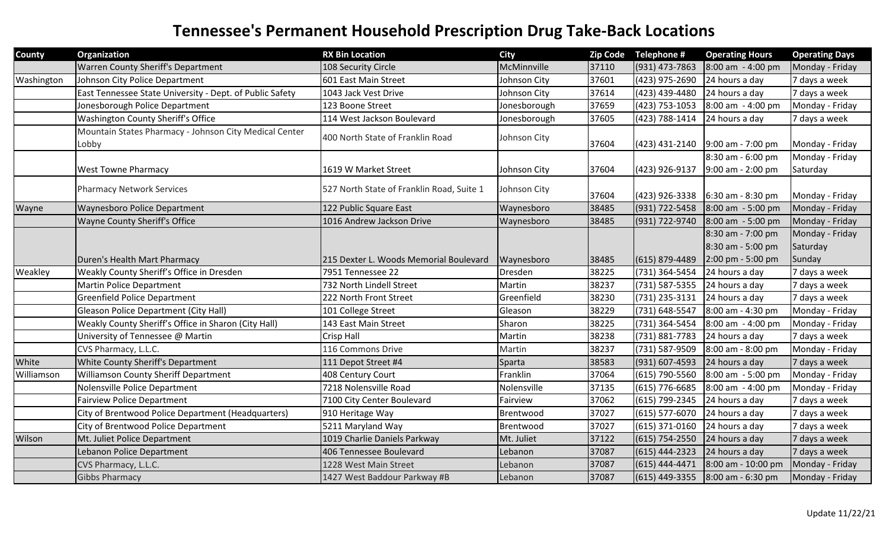# Tennessee's Permanent Household Prescription Drug Take-Back Locations

| County | Organization | RX Bin Location | City | Zip Code | Telephone # | Operating Hours | Operating Days |
|---|---|---|---|---|---|---|---|
| | Warren County Sheriff's Department | 108 Security Circle | McMinnville | 37110 | (931) 473-7863 | 8:00 am - 4:00 pm | Monday - Friday |
| Washington | Johnson City Police Department | 601 East Main Street | Johnson City | 37601 | (423) 975-2690 | 24 hours a day | 7 days a week |
| | East Tennessee State University - Dept. of Public Safety | 1043 Jack Vest Drive | Johnson City | 37614 | (423) 439-4480 | 24 hours a day | 7 days a week |
| | Jonesborough Police Department | 123 Boone Street | Jonesborough | 37659 | (423) 753-1053 | 8:00 am - 4:00 pm | Monday - Friday |
| | Washington County Sheriff's Office | 114 West Jackson Boulevard | Jonesborough | 37605 | (423) 788-1414 | 24 hours a day | 7 days a week |
| | Mountain States Pharmacy - Johnson City Medical Center Lobby | 400 North State of Franklin Road | Johnson City | 37604 | (423) 431-2140 | 9:00 am - 7:00 pm | Monday - Friday |
| | West Towne Pharmacy | 1619 W Market Street | Johnson City | 37604 | (423) 926-9137 | 8:30 am - 6:00 pm<br>9:00 am - 2:00 pm | Monday - Friday<br>Saturday |
| | Pharmacy Network Services | 527 North State of Franklin Road, Suite 1 | Johnson City | 37604 | (423) 926-3338 | 6:30 am - 8:30 pm | Monday - Friday |
| Wayne | Waynesboro Police Department | 122 Public Square East | Waynesboro | 38485 | (931) 722-5458 | 8:00 am - 5:00 pm | Monday - Friday |
| | Wayne County Sheriff's Office | 1016 Andrew Jackson Drive | Waynesboro | 38485 | (931) 722-9740 | 8:00 am - 5:00 pm | Monday - Friday |
| | Duren's Health Mart Pharmacy | 215 Dexter L. Woods Memorial Boulevard | Waynesboro | 38485 | (615) 879-4489 | 8:30 am - 7:00 pm<br>8:30 am - 5:00 pm<br>2:00 pm - 5:00 pm | Monday - Friday<br>Saturday<br>Sunday |
| Weakley | Weakly County Sheriff's Office in Dresden | 7951 Tennessee 22 | Dresden | 38225 | (731) 364-5454 | 24 hours a day | 7 days a week |
| | Martin Police Department | 732 North Lindell Street | Martin | 38237 | (731) 587-5355 | 24 hours a day | 7 days a week |
| | Greenfield Police Department | 222 North Front Street | Greenfield | 38230 | (731) 235-3131 | 24 hours a day | 7 days a week |
| | Gleason Police Department (City Hall) | 101 College Street | Gleason | 38229 | (731) 648-5547 | 8:00 am - 4:30 pm | Monday - Friday |
| | Weakly County Sheriff's Office in Sharon (City Hall) | 143 East Main Street | Sharon | 38225 | (731) 364-5454 | 8:00 am - 4:00 pm | Monday - Friday |
| | University of Tennessee @ Martin | Crisp Hall | Martin | 38238 | (731) 881-7783 | 24 hours a day | 7 days a week |
| | CVS Pharmacy, L.L.C. | 116 Commons Drive | Martin | 38237 | (731) 587-9509 | 8:00 am - 8:00 pm | Monday - Friday |
| White | White County Sheriff's Department | 111 Depot Street #4 | Sparta | 38583 | (931) 607-4593 | 24 hours a day | 7 days a week |
| Williamson | Williamson County Sheriff Department | 408 Century Court | Franklin | 37064 | (615) 790-5560 | 8:00 am - 5:00 pm | Monday - Friday |
| | Nolensville Police Department | 7218 Nolensville Road | Nolensville | 37135 | (615) 776-6685 | 8:00 am - 4:00 pm | Monday - Friday |
| | Fairview Police Department | 7100 City Center Boulevard | Fairview | 37062 | (615) 799-2345 | 24 hours a day | 7 days a week |
| | City of Brentwood Police Department (Headquarters) | 910 Heritage Way | Brentwood | 37027 | (615) 577-6070 | 24 hours a day | 7 days a week |
| | City of Brentwood Police Department | 5211 Maryland Way | Brentwood | 37027 | (615) 371-0160 | 24 hours a day | 7 days a week |
| Wilson | Mt. Juliet Police Department | 1019 Charlie Daniels Parkway | Mt. Juliet | 37122 | (615) 754-2550 | 24 hours a day | 7 days a week |
| | Lebanon Police Department | 406 Tennessee Boulevard | Lebanon | 37087 | (615) 444-2323 | 24 hours a day | 7 days a week |
| | CVS Pharmacy, L.L.C. | 1228 West Main Street | Lebanon | 37087 | (615) 444-4471 | 8:00 am - 10:00 pm | Monday - Friday |
| | Gibbs Pharmacy | 1427 West Baddour Parkway #B | Lebanon | 37087 | (615) 449-3355 | 8:00 am - 6:30 pm | Monday - Friday |

Update 11/22/21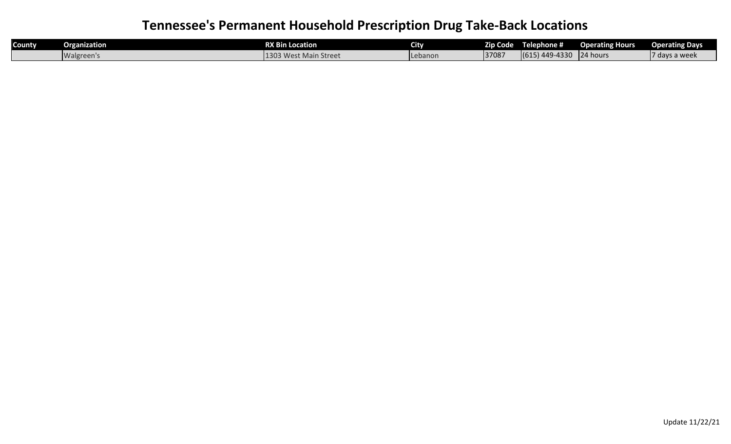# Tennessee's Permanent Household Prescription Drug Take-Back Locations

| County | Organization | RX Bin Location | City | Zip Code | Telephone # | Operating Hours | Operating Days |
|---|---|---|---|---|---|---|---|
| | Walgreen's | 1303 West Main Street | Lebanon | 37087 | (615) 449-4330 | 24 hours | 7 days a week |

Update 11/22/21